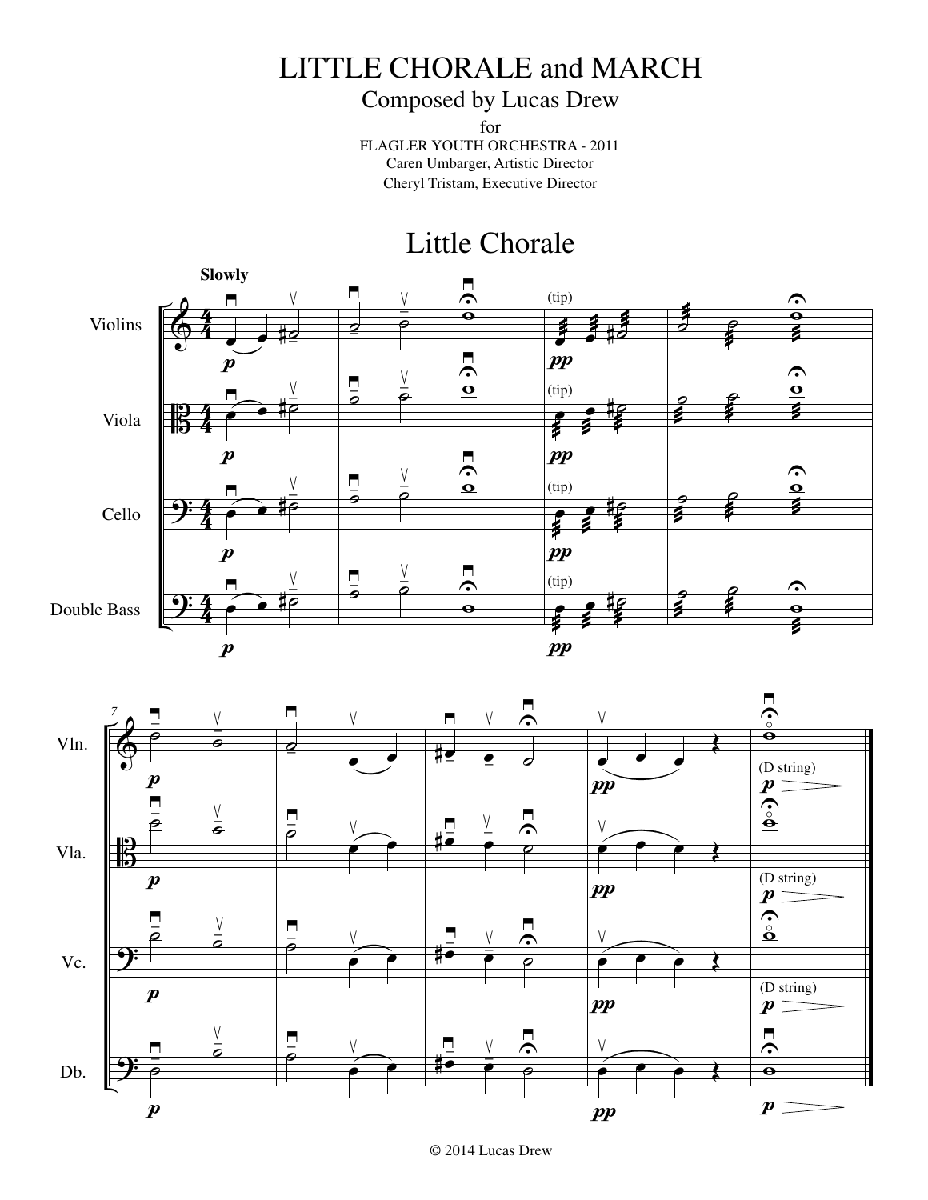# LITTLE CHORALE and MARCH

## Composed by Lucas Drew

for

FLAGLER YOUTH ORCHESTRA - 2011

Caren Umbarger, Artistic Director

Cheryl Tristam, Executive Director

## Little Chorale

© 2014 Lucas Drew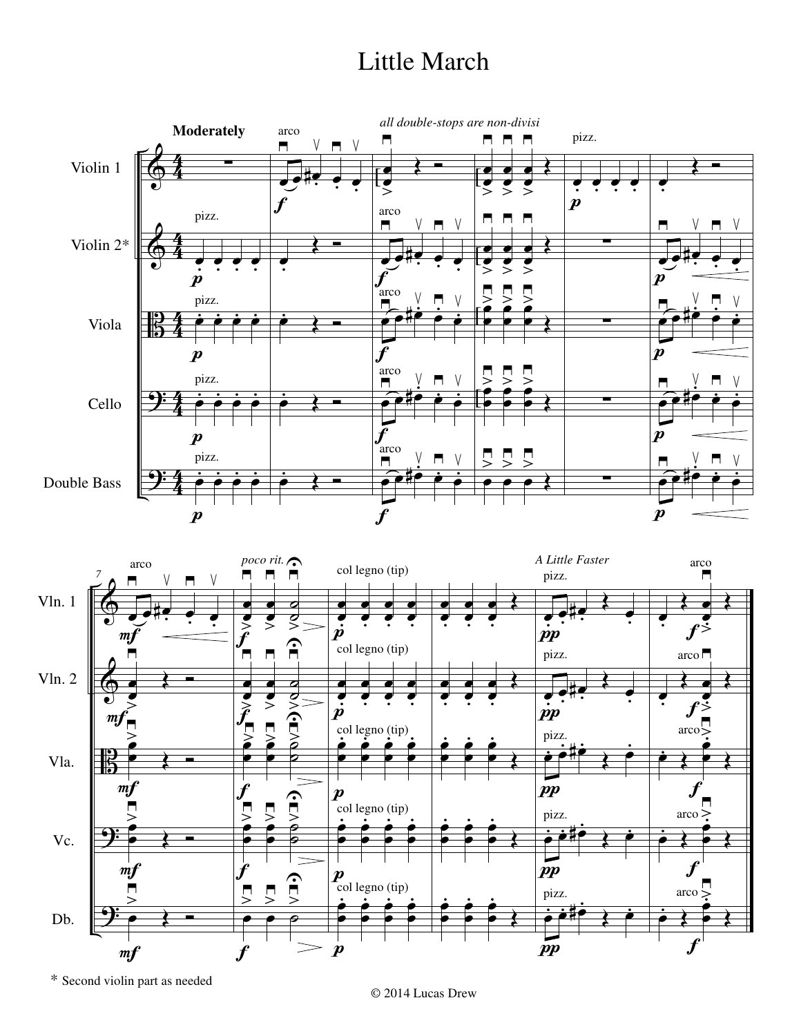# Little March

\* Second violin part as needed

© 2014 Lucas Drew